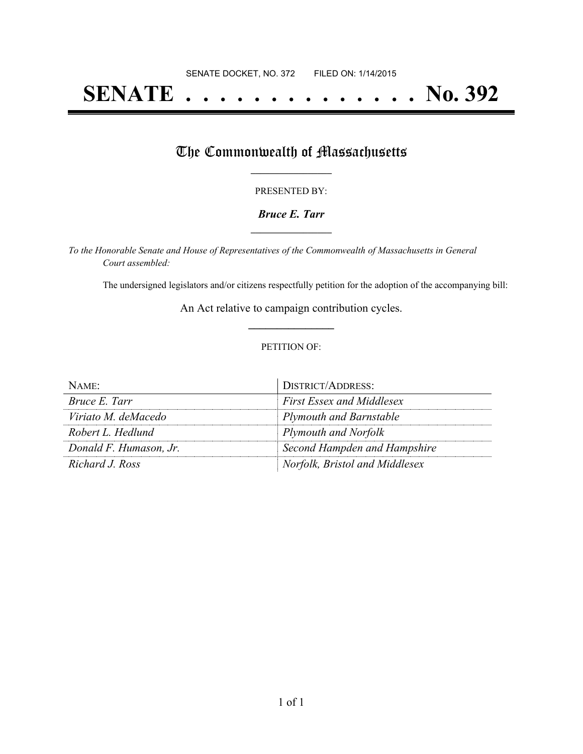SENATE DOCKET, NO. 372        FILED ON: 1/14/2015

# SENATE . . . . . . . . . . . . . . No. 392

## The Commonwealth of Massachusetts

PRESENTED BY:

***Bruce E. Tarr***

*To the Honorable Senate and House of Representatives of the Commonwealth of Massachusetts in General Court assembled:*

The undersigned legislators and/or citizens respectfully petition for the adoption of the accompanying bill:

An Act relative to campaign contribution cycles.

PETITION OF:

| NAME: | DISTRICT/ADDRESS: |
|---|---|
| *Bruce E. Tarr* | *First Essex and Middlesex* |
| *Viriato M. deMacedo* | *Plymouth and Barnstable* |
| *Robert L. Hedlund* | *Plymouth and Norfolk* |
| *Donald F. Humason, Jr.* | *Second Hampden and Hampshire* |
| *Richard J. Ross* | *Norfolk, Bristol and Middlesex* |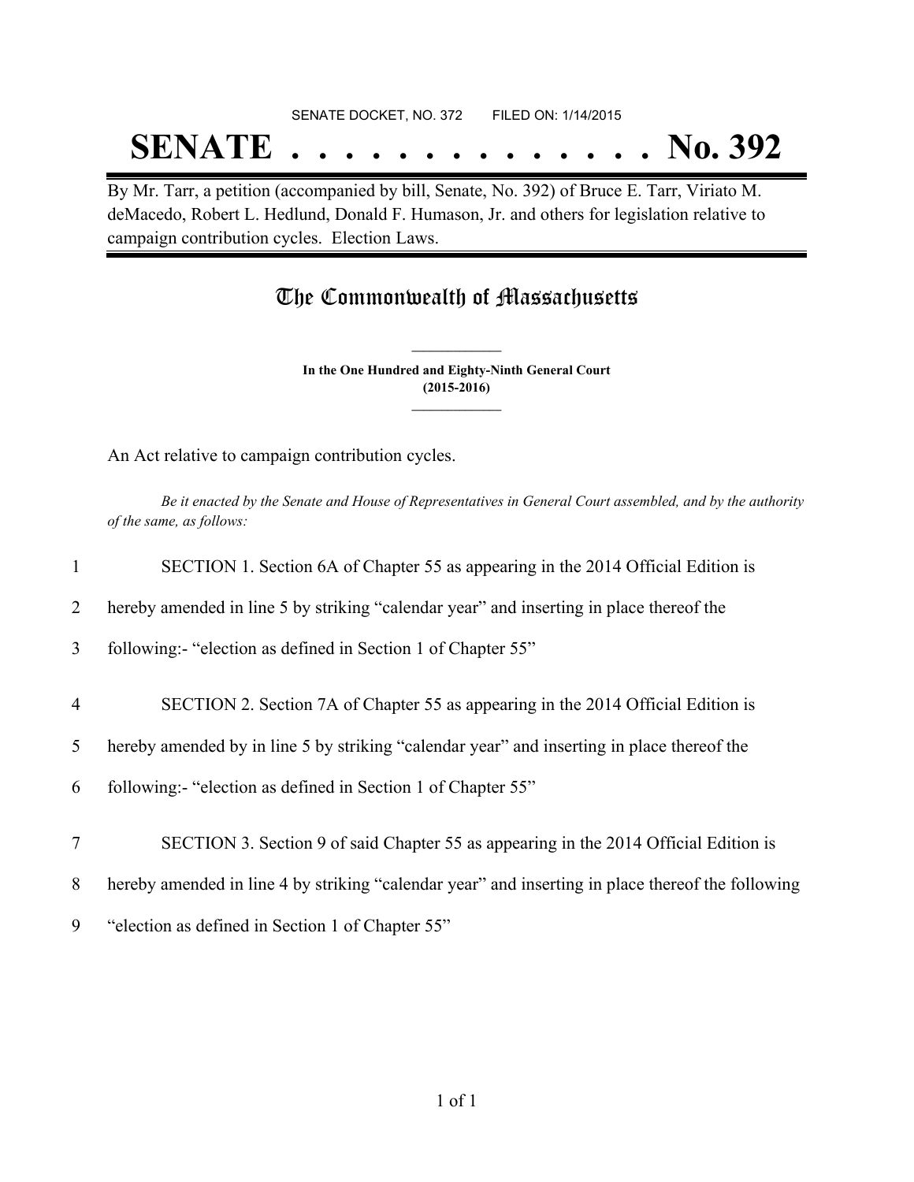SENATE DOCKET, NO. 372 FILED ON: 1/14/2015

# SENATE . . . . . . . . . . . . . . No. 392

By Mr. Tarr, a petition (accompanied by bill, Senate, No. 392) of Bruce E. Tarr, Viriato M. deMacedo, Robert L. Hedlund, Donald F. Humason, Jr. and others for legislation relative to campaign contribution cycles. Election Laws.

## The Commonwealth of Massachusetts

**In the One Hundred and Eighty-Ninth General Court**
**(2015-2016)**

An Act relative to campaign contribution cycles.

*Be it enacted by the Senate and House of Representatives in General Court assembled, and by the authority of the same, as follows:*

1 SECTION 1. Section 6A of Chapter 55 as appearing in the 2014 Official Edition is
2 hereby amended in line 5 by striking "calendar year" and inserting in place thereof the
3 following:- "election as defined in Section 1 of Chapter 55"

4 SECTION 2. Section 7A of Chapter 55 as appearing in the 2014 Official Edition is
5 hereby amended by in line 5 by striking "calendar year" and inserting in place thereof the
6 following:- "election as defined in Section 1 of Chapter 55"

7 SECTION 3. Section 9 of said Chapter 55 as appearing in the 2014 Official Edition is
8 hereby amended in line 4 by striking "calendar year" and inserting in place thereof the following
9 "election as defined in Section 1 of Chapter 55"